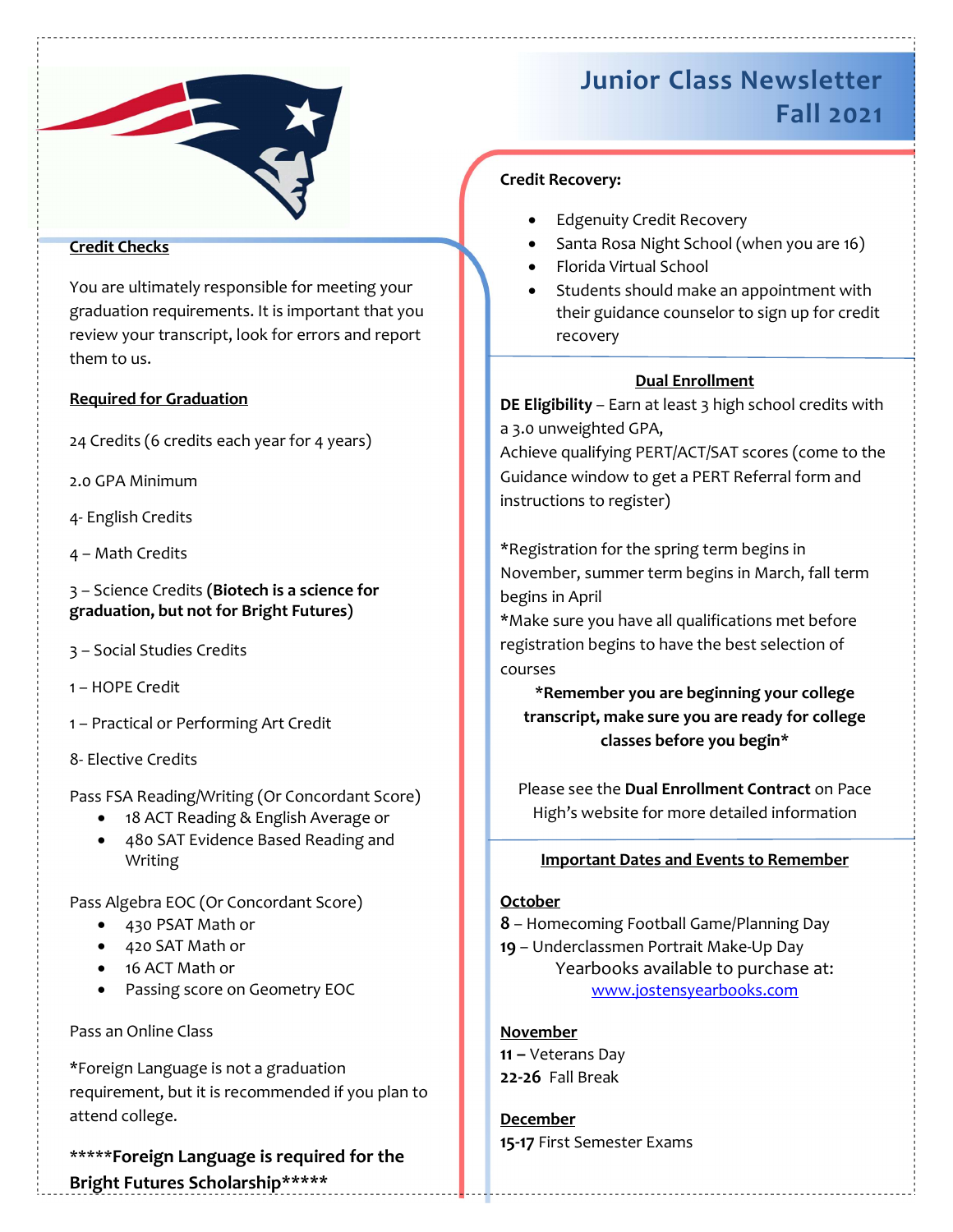# Junior Class Newsletter Fall 2021

## Credit Checks

You are ultimately responsible for meeting your graduation requirements. It is important that you review your transcript, look for errors and report them to us.

## Required for Graduation

24 Credits (6 credits each year for 4 years)

2.0 GPA Minimum

4- English Credits

4 – Math Credits

3 – Science Credits **(Biotech is a science for graduation, but not for Bright Futures)**

3 – Social Studies Credits

1 – HOPE Credit

1 – Practical or Performing Art Credit

8- Elective Credits

Pass FSA Reading/Writing (Or Concordant Score)

- 18 ACT Reading & English Average or
- 480 SAT Evidence Based Reading and Writing

Pass Algebra EOC (Or Concordant Score)

- 430 PSAT Math or
- 420 SAT Math or
- 16 ACT Math or
- Passing score on Geometry EOC

Pass an Online Class

*Foreign Language is not a graduation requirement, but it is recommended if you plan to attend college.

**\*\*\*\*\*Foreign Language is required for the Bright Futures Scholarship\*\*\*\*\***

## Credit Recovery:

- Edgenuity Credit Recovery
- Santa Rosa Night School (when you are 16)
- Florida Virtual School
- Students should make an appointment with their guidance counselor to sign up for credit recovery

## Dual Enrollment

**DE Eligibility** – Earn at least 3 high school credits with a 3.0 unweighted GPA,
Achieve qualifying PERT/ACT/SAT scores (come to the Guidance window to get a PERT Referral form and instructions to register)

*Registration for the spring term begins in November, summer term begins in March, fall term begins in April
*Make sure you have all qualifications met before registration begins to have the best selection of courses

**\*Remember you are beginning your college transcript, make sure you are ready for college classes before you begin\***

Please see the **Dual Enrollment Contract** on Pace High's website for more detailed information

## Important Dates and Events to Remember

**October**
**8** – Homecoming Football Game/Planning Day
**19** – Underclassmen Portrait Make-Up Day
Yearbooks available to purchase at: www.jostensyearbooks.com

**November**
**11 –** Veterans Day
**22-26** Fall Break

**December**
**15-17** First Semester Exams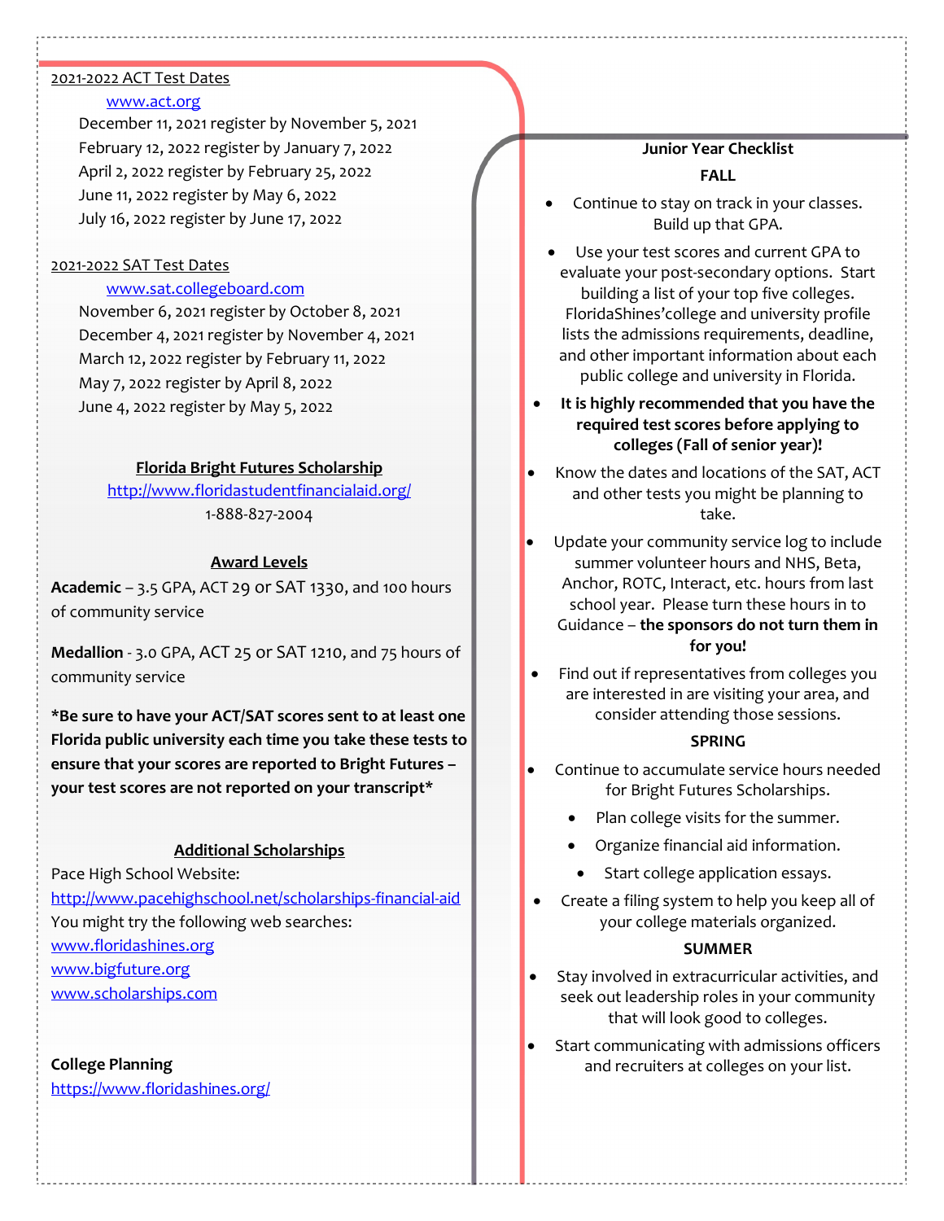2021-2022 ACT Test Dates

www.act.org

December 11, 2021 register by November 5, 2021
February 12, 2022 register by January 7, 2022
April 2, 2022 register by February 25, 2022
June 11, 2022 register by May 6, 2022
July 16, 2022 register by June 17, 2022

2021-2022 SAT Test Dates

www.sat.collegeboard.com

November 6, 2021 register by October 8, 2021
December 4, 2021 register by November 4, 2021
March 12, 2022 register by February 11, 2022
May 7, 2022 register by April 8, 2022
June 4, 2022 register by May 5, 2022

## Florida Bright Futures Scholarship

http://www.floridastudentfinancialaid.org/

1-888-827-2004

### Award Levels

**Academic** – 3.5 GPA, ACT 29 or SAT 1330, and 100 hours of community service

**Medallion** - 3.0 GPA, ACT 25 or SAT 1210, and 75 hours of community service

**\*Be sure to have your ACT/SAT scores sent to at least one Florida public university each time you take these tests to ensure that your scores are reported to Bright Futures – your test scores are not reported on your transcript\***

### Additional Scholarships

Pace High School Website:
http://www.pacehighschool.net/scholarships-financial-aid
You might try the following web searches:
www.floridashines.org
www.bigfuture.org
www.scholarships.com

**College Planning**
https://www.floridashines.org/

## Junior Year Checklist

### FALL

- Continue to stay on track in your classes. Build up that GPA.
- Use your test scores and current GPA to evaluate your post-secondary options. Start building a list of your top five colleges. FloridaShines'college and university profile lists the admissions requirements, deadline, and other important information about each public college and university in Florida.
- **It is highly recommended that you have the required test scores before applying to colleges (Fall of senior year)!**
- Know the dates and locations of the SAT, ACT and other tests you might be planning to take.
- Update your community service log to include summer volunteer hours and NHS, Beta, Anchor, ROTC, Interact, etc. hours from last school year. Please turn these hours in to Guidance – **the sponsors do not turn them in for you!**
- Find out if representatives from colleges you are interested in are visiting your area, and consider attending those sessions.

### SPRING

- Continue to accumulate service hours needed for Bright Futures Scholarships.
- Plan college visits for the summer.
- Organize financial aid information.
- Start college application essays.
- Create a filing system to help you keep all of your college materials organized.

### SUMMER

- Stay involved in extracurricular activities, and seek out leadership roles in your community that will look good to colleges.
- Start communicating with admissions officers and recruiters at colleges on your list.